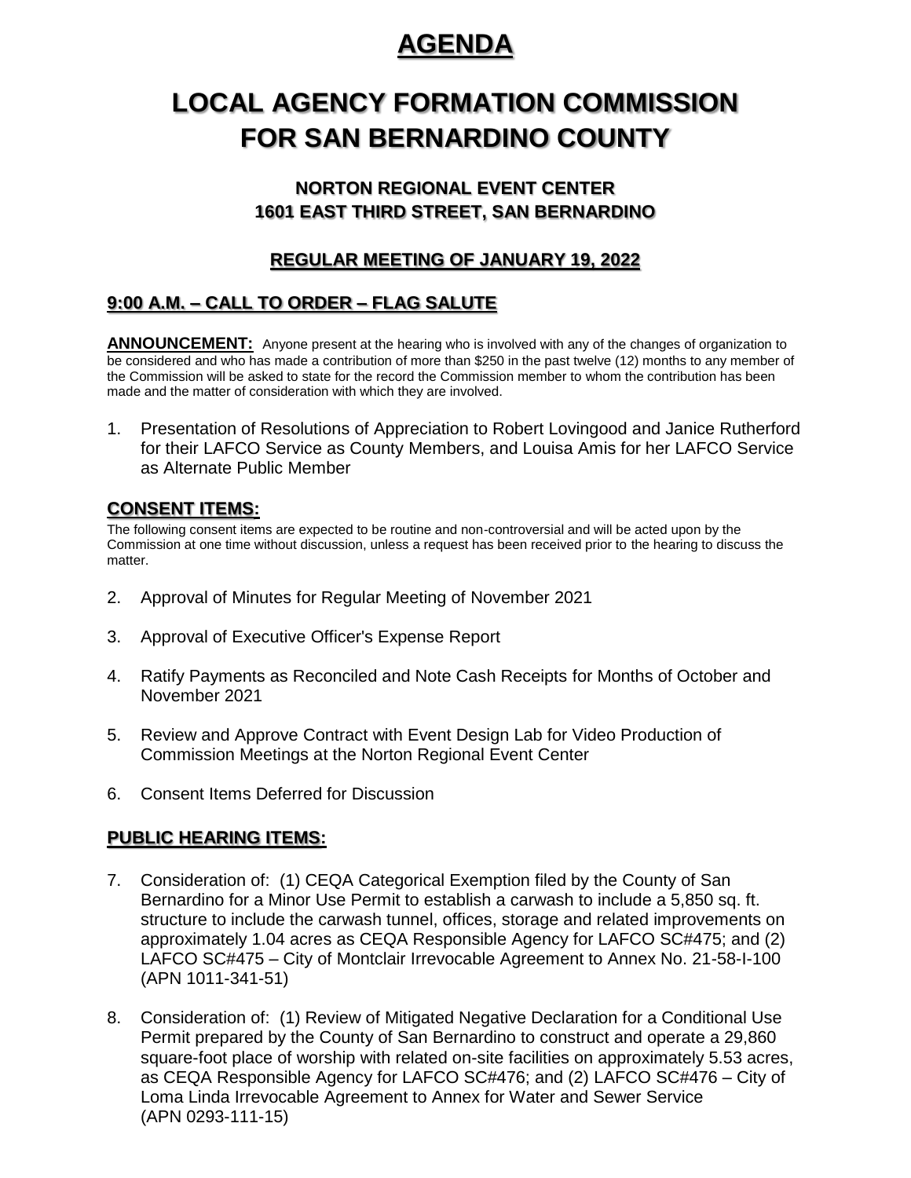# AGENDA

# LOCAL AGENCY FORMATION COMMISSION FOR SAN BERNARDINO COUNTY

### NORTON REGIONAL EVENT CENTER
### 1601 EAST THIRD STREET, SAN BERNARDINO

### REGULAR MEETING OF JANUARY 19, 2022

## 9:00 A.M. – CALL TO ORDER – FLAG SALUTE

**ANNOUNCEMENT:** Anyone present at the hearing who is involved with any of the changes of organization to be considered and who has made a contribution of more than $250 in the past twelve (12) months to any member of the Commission will be asked to state for the record the Commission member to whom the contribution has been made and the matter of consideration with which they are involved.

1. Presentation of Resolutions of Appreciation to Robert Lovingood and Janice Rutherford for their LAFCO Service as County Members, and Louisa Amis for her LAFCO Service as Alternate Public Member

## CONSENT ITEMS:

The following consent items are expected to be routine and non-controversial and will be acted upon by the Commission at one time without discussion, unless a request has been received prior to the hearing to discuss the matter.

2. Approval of Minutes for Regular Meeting of November 2021
3. Approval of Executive Officer's Expense Report
4. Ratify Payments as Reconciled and Note Cash Receipts for Months of October and November 2021
5. Review and Approve Contract with Event Design Lab for Video Production of Commission Meetings at the Norton Regional Event Center
6. Consent Items Deferred for Discussion

## PUBLIC HEARING ITEMS:

7. Consideration of: (1) CEQA Categorical Exemption filed by the County of San Bernardino for a Minor Use Permit to establish a carwash to include a 5,850 sq. ft. structure to include the carwash tunnel, offices, storage and related improvements on approximately 1.04 acres as CEQA Responsible Agency for LAFCO SC#475; and (2) LAFCO SC#475 – City of Montclair Irrevocable Agreement to Annex No. 21-58-I-100 (APN 1011-341-51)
8. Consideration of: (1) Review of Mitigated Negative Declaration for a Conditional Use Permit prepared by the County of San Bernardino to construct and operate a 29,860 square-foot place of worship with related on-site facilities on approximately 5.53 acres, as CEQA Responsible Agency for LAFCO SC#476; and (2) LAFCO SC#476 – City of Loma Linda Irrevocable Agreement to Annex for Water and Sewer Service (APN 0293-111-15)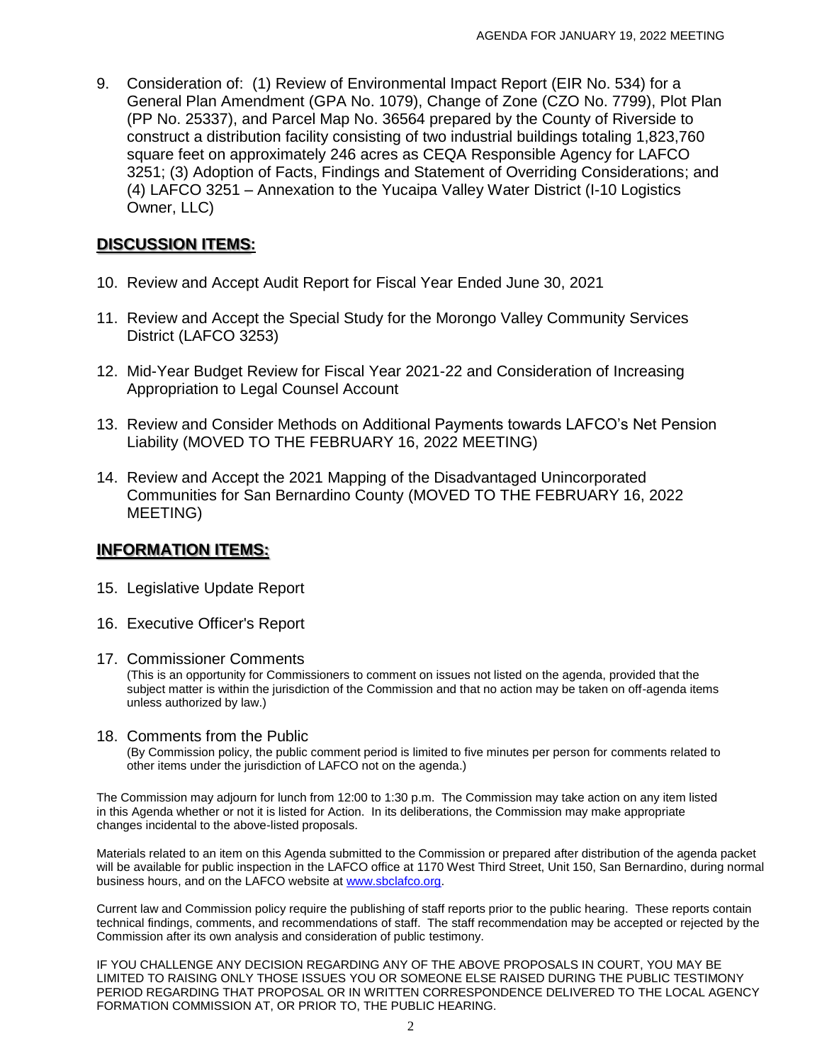9. Consideration of: (1) Review of Environmental Impact Report (EIR No. 534) for a General Plan Amendment (GPA No. 1079), Change of Zone (CZO No. 7799), Plot Plan (PP No. 25337), and Parcel Map No. 36564 prepared by the County of Riverside to construct a distribution facility consisting of two industrial buildings totaling 1,823,760 square feet on approximately 246 acres as CEQA Responsible Agency for LAFCO 3251; (3) Adoption of Facts, Findings and Statement of Overriding Considerations; and (4) LAFCO 3251 – Annexation to the Yucaipa Valley Water District (I-10 Logistics Owner, LLC)

## DISCUSSION ITEMS:

10. Review and Accept Audit Report for Fiscal Year Ended June 30, 2021

11. Review and Accept the Special Study for the Morongo Valley Community Services District (LAFCO 3253)

12. Mid-Year Budget Review for Fiscal Year 2021-22 and Consideration of Increasing Appropriation to Legal Counsel Account

13. Review and Consider Methods on Additional Payments towards LAFCO's Net Pension Liability (MOVED TO THE FEBRUARY 16, 2022 MEETING)

14. Review and Accept the 2021 Mapping of the Disadvantaged Unincorporated Communities for San Bernardino County (MOVED TO THE FEBRUARY 16, 2022 MEETING)

## INFORMATION ITEMS:

15. Legislative Update Report

16. Executive Officer's Report

17. Commissioner Comments
(This is an opportunity for Commissioners to comment on issues not listed on the agenda, provided that the subject matter is within the jurisdiction of the Commission and that no action may be taken on off-agenda items unless authorized by law.)

18. Comments from the Public
(By Commission policy, the public comment period is limited to five minutes per person for comments related to other items under the jurisdiction of LAFCO not on the agenda.)

The Commission may adjourn for lunch from 12:00 to 1:30 p.m. The Commission may take action on any item listed in this Agenda whether or not it is listed for Action. In its deliberations, the Commission may make appropriate changes incidental to the above-listed proposals.

Materials related to an item on this Agenda submitted to the Commission or prepared after distribution of the agenda packet will be available for public inspection in the LAFCO office at 1170 West Third Street, Unit 150, San Bernardino, during normal business hours, and on the LAFCO website at www.sbclafco.org.

Current law and Commission policy require the publishing of staff reports prior to the public hearing. These reports contain technical findings, comments, and recommendations of staff. The staff recommendation may be accepted or rejected by the Commission after its own analysis and consideration of public testimony.

IF YOU CHALLENGE ANY DECISION REGARDING ANY OF THE ABOVE PROPOSALS IN COURT, YOU MAY BE LIMITED TO RAISING ONLY THOSE ISSUES YOU OR SOMEONE ELSE RAISED DURING THE PUBLIC TESTIMONY PERIOD REGARDING THAT PROPOSAL OR IN WRITTEN CORRESPONDENCE DELIVERED TO THE LOCAL AGENCY FORMATION COMMISSION AT, OR PRIOR TO, THE PUBLIC HEARING.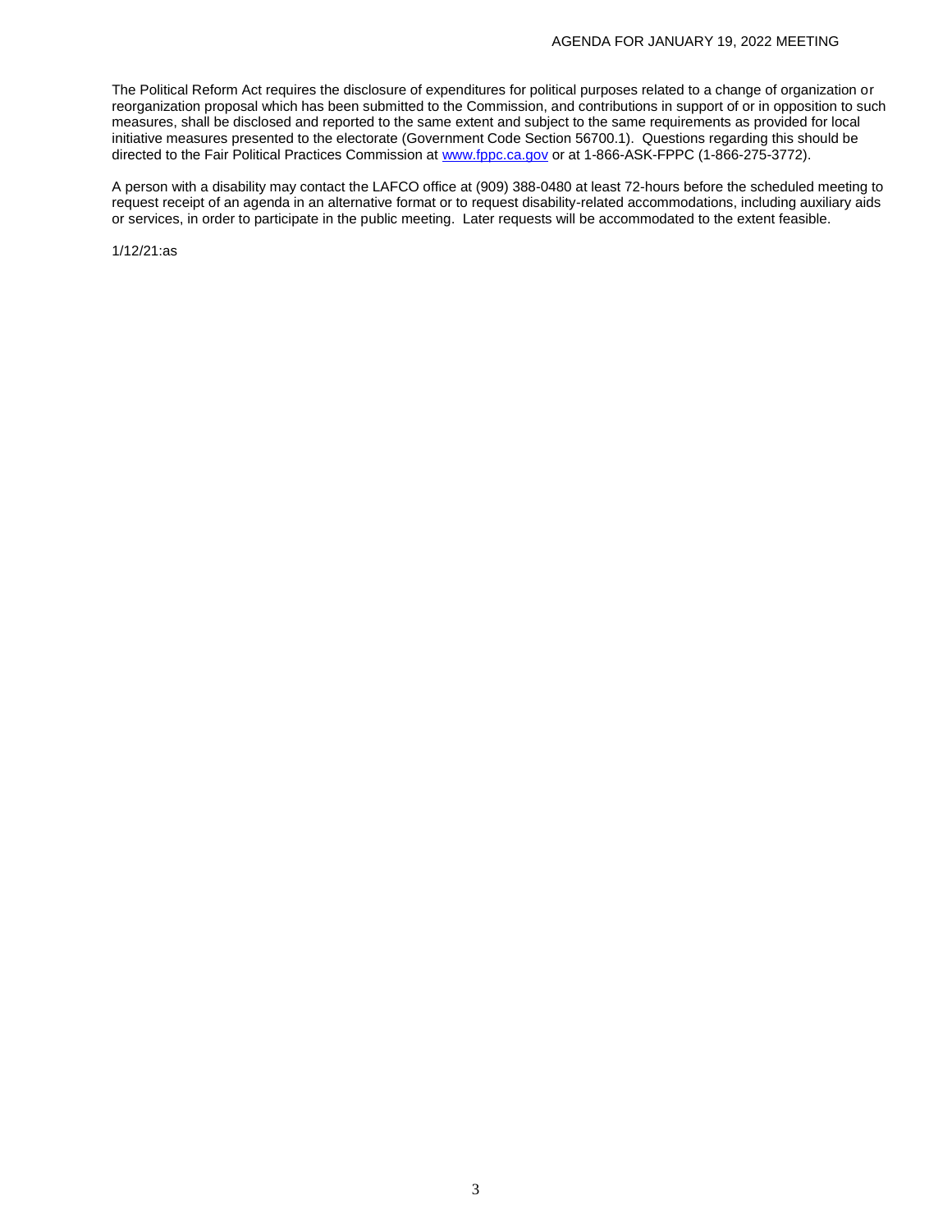The Political Reform Act requires the disclosure of expenditures for political purposes related to a change of organization or reorganization proposal which has been submitted to the Commission, and contributions in support of or in opposition to such measures, shall be disclosed and reported to the same extent and subject to the same requirements as provided for local initiative measures presented to the electorate (Government Code Section 56700.1). Questions regarding this should be directed to the Fair Political Practices Commission at www.fppc.ca.gov or at 1-866-ASK-FPPC (1-866-275-3772).

A person with a disability may contact the LAFCO office at (909) 388-0480 at least 72-hours before the scheduled meeting to request receipt of an agenda in an alternative format or to request disability-related accommodations, including auxiliary aids or services, in order to participate in the public meeting. Later requests will be accommodated to the extent feasible.

1/12/21:as